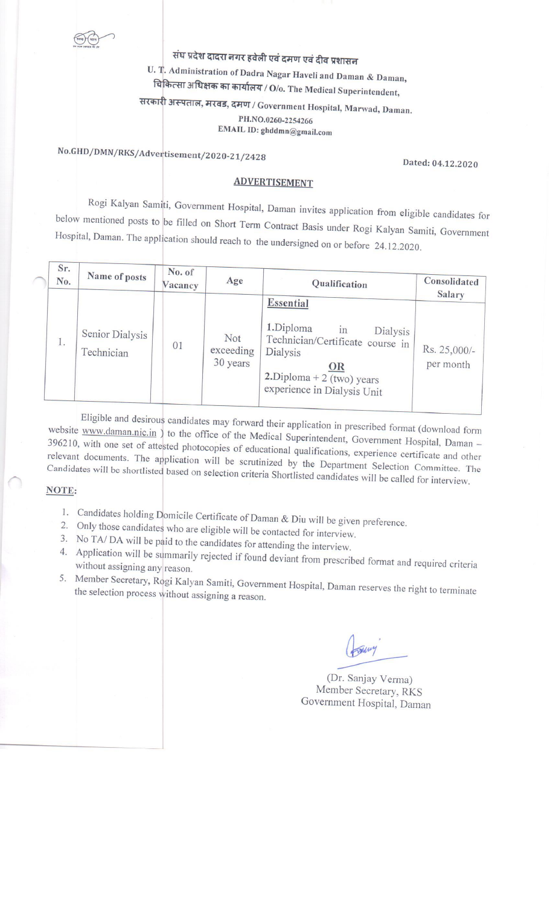संघ प्रदेश दादरा नगर हवेली एवं दमण एवं दीव प्रशासन

U. T. Administration of Dadra Nagar Haveli and Daman & Daman,

चिकित्सा अधिक्षक का कार्यालय / O/o. The Medical Superintendent,

सरकारी अस्पताल, मरवड, दमण / Government Hospital, Marwad, Daman.

PH.NO.0260-2254266

EMAIL ID: ghddmn@gmail.com

No.GHD/DMN/RKS/Advertisement/2020-21/2428

Dated: 04.12.2020

## ADVERTISEMENT

Rogi Kalyan Samiti, Government Hospital, Daman invites application from eligible candidates for below mentioned posts to be filled on Short Term Contract Basis under Rogi Kalyan Samiti, Government Hospital, Daman. The application should reach to the undersigned on or before 24.12.2020.

| Sr. No. | Name of posts | No. of Vacancy | Age | Qualification | Consolidated Salary |
|---|---|---|---|---|---|
| 1. | Senior Dialysis Technician | 01 | Not exceeding 30 years | **Essential**<br>1.Diploma in Dialysis Technician/Certificate course in Dialysis<br>**OR**<br>2.Diploma + 2 (two) years experience in Dialysis Unit | Rs. 25,000/- per month |

Eligible and desirous candidates may forward their application in prescribed format (download form website www.daman.nic.in ) to the office of the Medical Superintendent, Government Hospital, Daman – 396210, with one set of attested photocopies of educational qualifications, experience certificate and other relevant documents. The application will be scrutinized by the Department Selection Committee. The Candidates will be shortlisted based on selection criteria Shortlisted candidates will be called for interview.

**NOTE:**

1. Candidates holding Domicile Certificate of Daman & Diu will be given preference.
2. Only those candidates who are eligible will be contacted for interview.
3. No TA/ DA will be paid to the candidates for attending the interview.
4. Application will be summarily rejected if found deviant from prescribed format and required criteria without assigning any reason.
5. Member Secretary, Rogi Kalyan Samiti, Government Hospital, Daman reserves the right to terminate the selection process without assigning a reason.

(Dr. Sanjay Verma)
Member Secretary, RKS
Government Hospital, Daman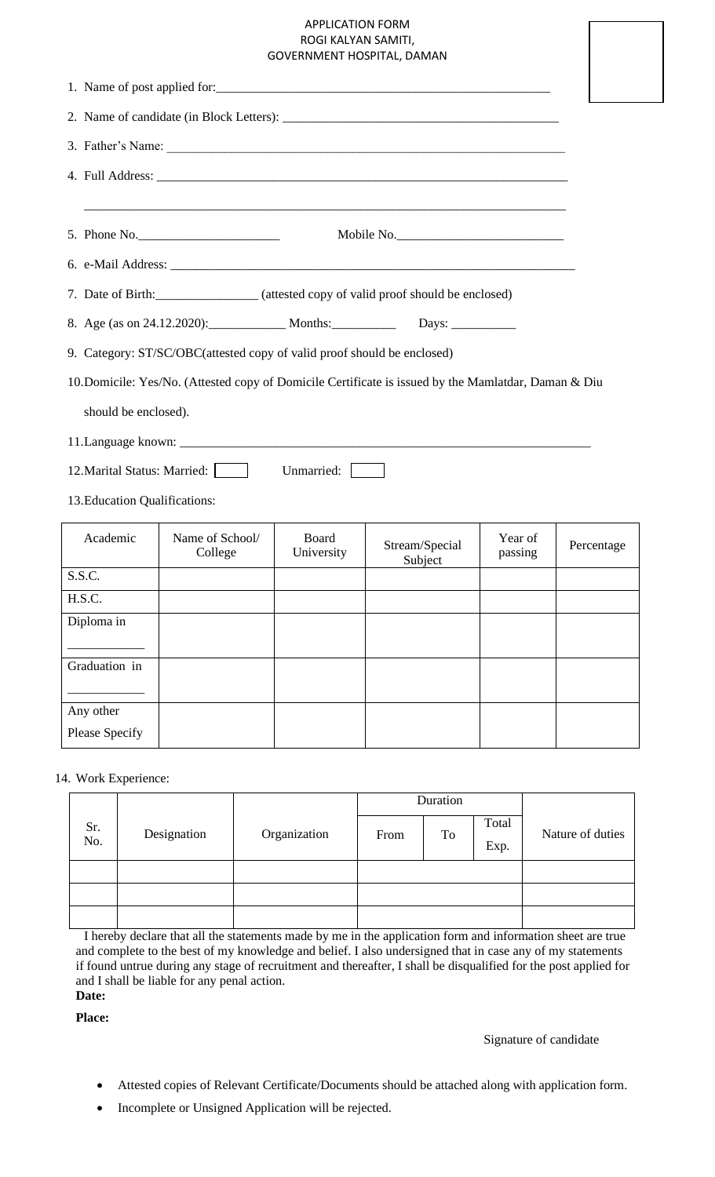APPLICATION FORM
ROGI KALYAN SAMITI,
GOVERNMENT HOSPITAL, DAMAN

1. Name of post applied for:_______________________________________________________

2. Name of candidate (in Block Letters): ___________________________________________

3. Father's Name: ______________________________________________________________

4. Full Address: _______________________________________________________________

_____________________________________________________________________________

5. Phone No.______________________ Mobile No.__________________________

6. e-Mail Address: ______________________________________________________________

7. Date of Birth:________________ (attested copy of valid proof should be enclosed)

8. Age (as on 24.12.2020):____________ Months:__________ Days: __________

9. Category: ST/SC/OBC(attested copy of valid proof should be enclosed)

10. Domicile: Yes/No. (Attested copy of Domicile Certificate is issued by the Mamlatdar, Daman & Diu should be enclosed).

11. Language known: ______________________________________________________________

12. Marital Status: Married: [ ] Unmarried: [ ]

13. Education Qualifications:

| Academic | Name of School/ College | Board University | Stream/Special Subject | Year of passing | Percentage |
|---|---|---|---|---|---|
| S.S.C. | | | | | |
| H.S.C. | | | | | |
| Diploma in ____________ | | | | | |
| Graduation in ____________ | | | | | |
| Any other Please Specify | | | | | |

14. Work Experience:

| Sr. No. | Designation | Organization | Duration | | | Nature of duties |
|---|---|---|---|---|---|---|
| | | | From | To | Total Exp. | |
| | | | | | | |
| | | | | | | |
| | | | | | | |

I hereby declare that all the statements made by me in the application form and information sheet are true and complete to the best of my knowledge and belief. I also undersigned that in case any of my statements if found untrue during any stage of recruitment and thereafter, I shall be disqualified for the post applied for and I shall be liable for any penal action.

**Date:**

**Place:**

Signature of candidate

- Attested copies of Relevant Certificate/Documents should be attached along with application form.
- Incomplete or Unsigned Application will be rejected.